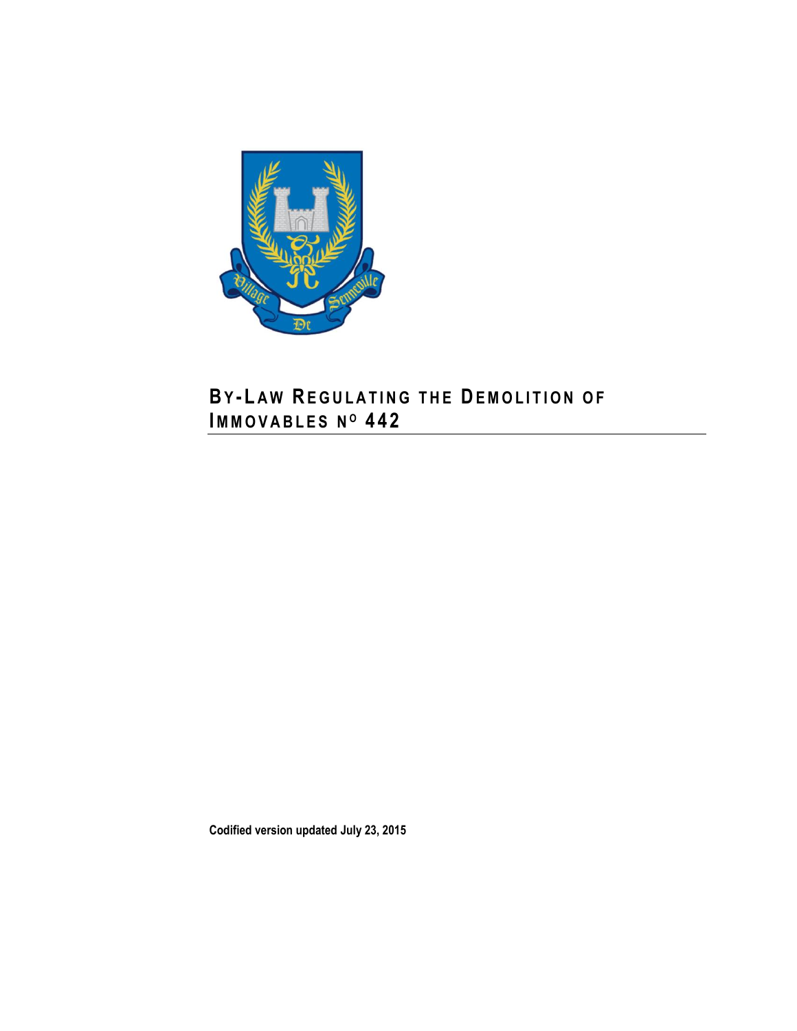# BY-LAW REGULATING THE DEMOLITION OF IMMOVABLES Nº 442

**Codified version updated July 23, 2015**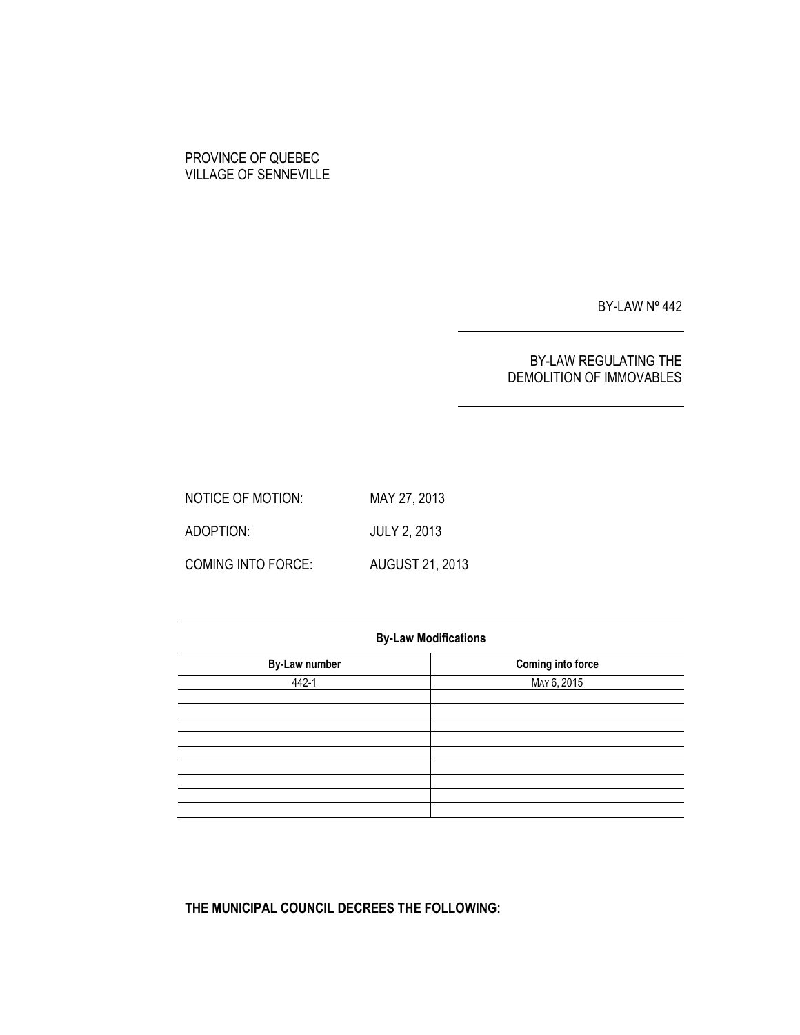PROVINCE OF QUEBEC
VILLAGE OF SENNEVILLE

BY-LAW Nº 442

BY-LAW REGULATING THE DEMOLITION OF IMMOVABLES

NOTICE OF MOTION: MAY 27, 2013

ADOPTION: JULY 2, 2013

COMING INTO FORCE: AUGUST 21, 2013

| By-Law Modifications | |
|---|---|
| **By-Law number** | **Coming into force** |
| 442-1 | MAY 6, 2015 |
| | |
| | |
| | |
| | |
| | |
| | |
| | |
| | |
| | |

**THE MUNICIPAL COUNCIL DECREES THE FOLLOWING:**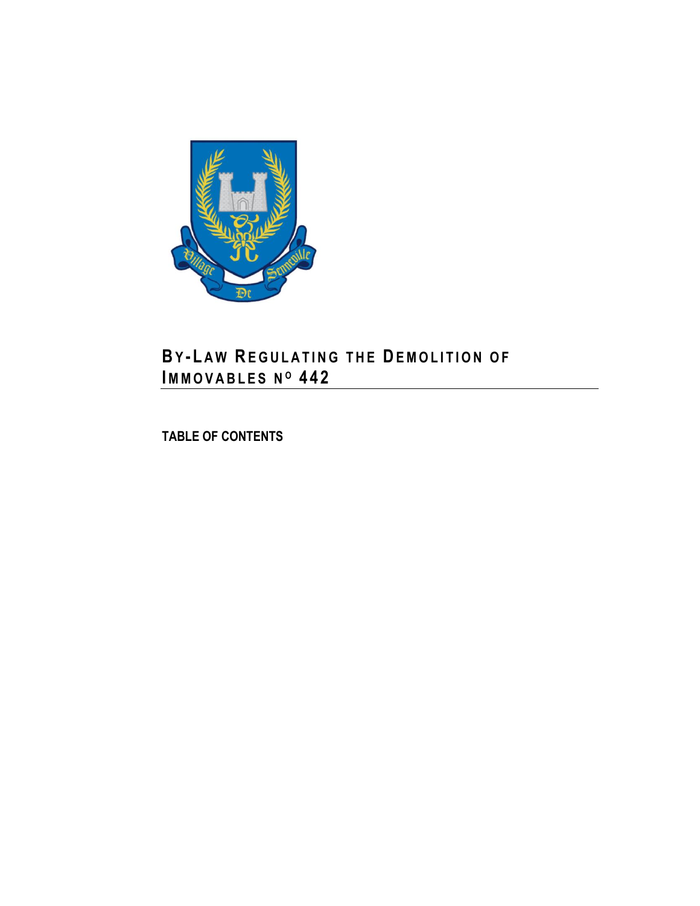# BY-LAW REGULATING THE DEMOLITION OF IMMOVABLES Nº 442

**TABLE OF CONTENTS**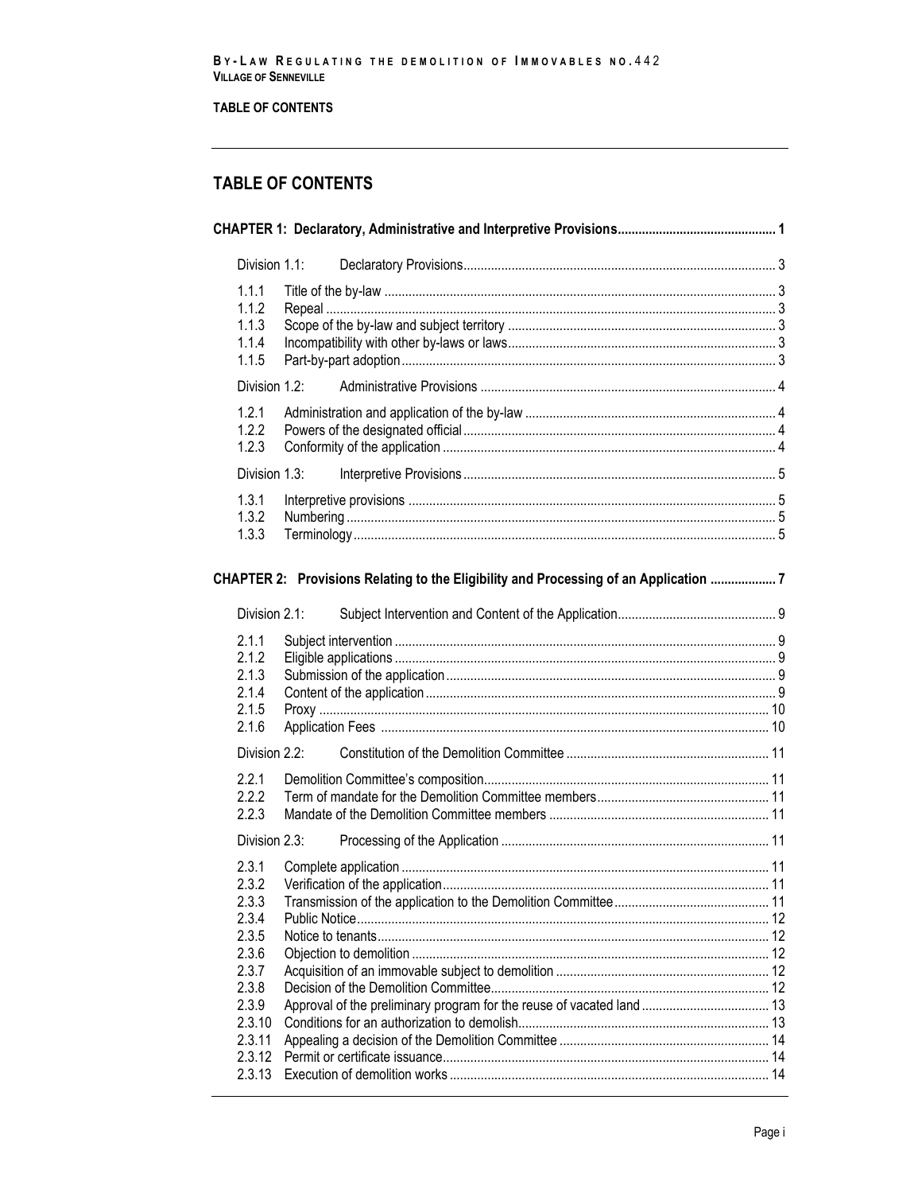# TABLE OF CONTENTS

**CHAPTER 1: Declaratory, Administrative and Interpretive Provisions** ..... 1

Division 1.1: Declaratory Provisions ..... 3

- 1.1.1 Title of the by-law ..... 3
- 1.1.2 Repeal ..... 3
- 1.1.3 Scope of the by-law and subject territory ..... 3
- 1.1.4 Incompatibility with other by-laws or laws ..... 3
- 1.1.5 Part-by-part adoption ..... 3

Division 1.2: Administrative Provisions ..... 4

- 1.2.1 Administration and application of the by-law ..... 4
- 1.2.2 Powers of the designated official ..... 4
- 1.2.3 Conformity of the application ..... 4

Division 1.3: Interpretive Provisions ..... 5

- 1.3.1 Interpretive provisions ..... 5
- 1.3.2 Numbering ..... 5
- 1.3.3 Terminology ..... 5

**CHAPTER 2: Provisions Relating to the Eligibility and Processing of an Application** ..... 7

Division 2.1: Subject Intervention and Content of the Application ..... 9

- 2.1.1 Subject intervention ..... 9
- 2.1.2 Eligible applications ..... 9
- 2.1.3 Submission of the application ..... 9
- 2.1.4 Content of the application ..... 9
- 2.1.5 Proxy ..... 10
- 2.1.6 Application Fees ..... 10

Division 2.2: Constitution of the Demolition Committee ..... 11

- 2.2.1 Demolition Committee's composition ..... 11
- 2.2.2 Term of mandate for the Demolition Committee members ..... 11
- 2.2.3 Mandate of the Demolition Committee members ..... 11

Division 2.3: Processing of the Application ..... 11

- 2.3.1 Complete application ..... 11
- 2.3.2 Verification of the application ..... 11
- 2.3.3 Transmission of the application to the Demolition Committee ..... 11
- 2.3.4 Public Notice ..... 12
- 2.3.5 Notice to tenants ..... 12
- 2.3.6 Objection to demolition ..... 12
- 2.3.7 Acquisition of an immovable subject to demolition ..... 12
- 2.3.8 Decision of the Demolition Committee ..... 12
- 2.3.9 Approval of the preliminary program for the reuse of vacated land ..... 13
- 2.3.10 Conditions for an authorization to demolish ..... 13
- 2.3.11 Appealing a decision of the Demolition Committee ..... 14
- 2.3.12 Permit or certificate issuance ..... 14
- 2.3.13 Execution of demolition works ..... 14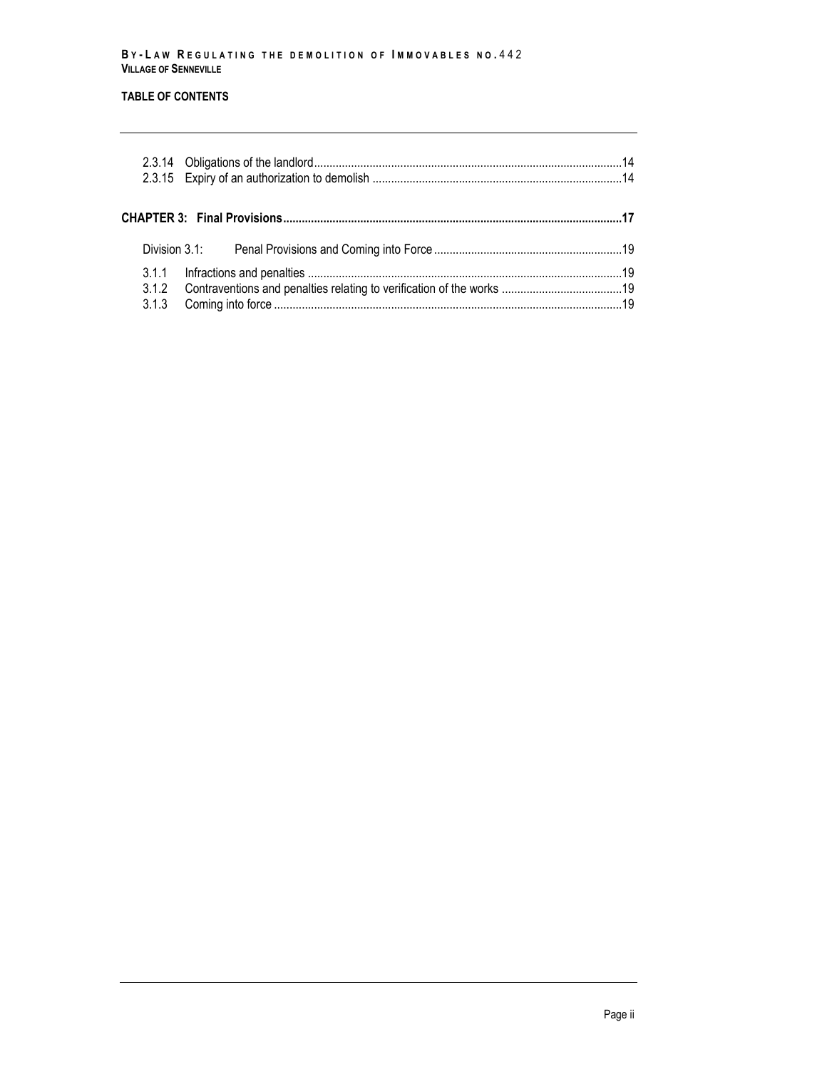**TABLE OF CONTENTS**

2.3.14 Obligations of the landlord ....14
2.3.15 Expiry of an authorization to demolish ....14

**CHAPTER 3: Final Provisions ....17**

Division 3.1: Penal Provisions and Coming into Force ....19

3.1.1 Infractions and penalties ....19
3.1.2 Contraventions and penalties relating to verification of the works ....19
3.1.3 Coming into force ....19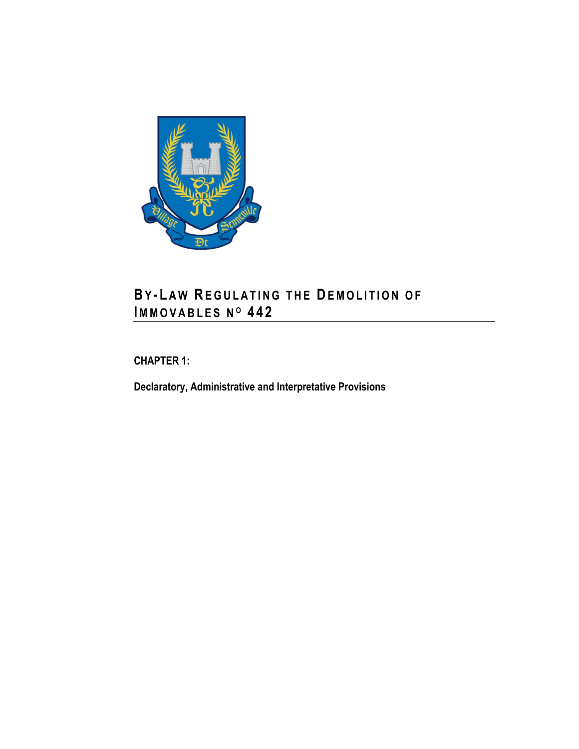# By-Law Regulating the Demolition of Immovables No 442

## CHAPTER 1:

**Declaratory, Administrative and Interpretative Provisions**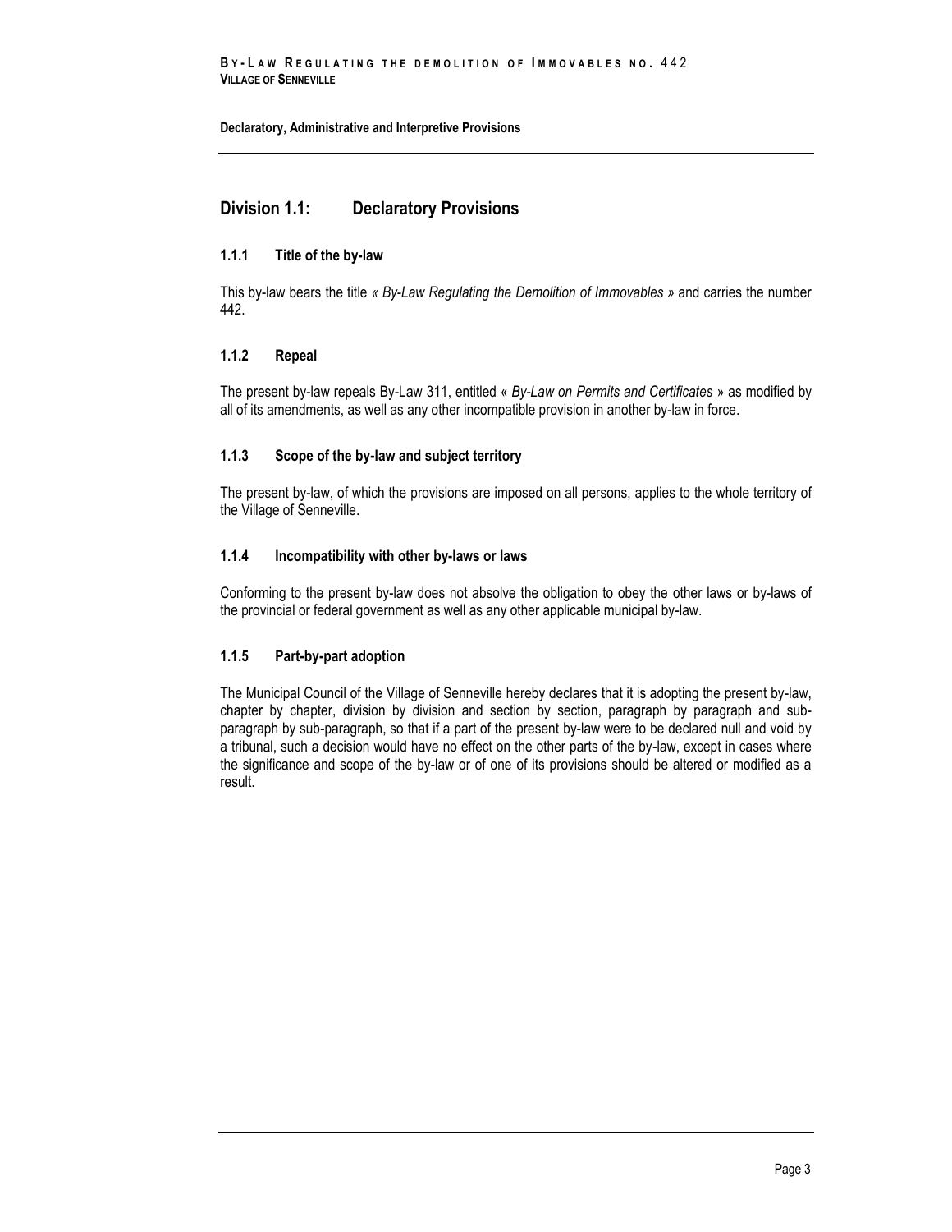## Division 1.1: Declaratory Provisions

### 1.1.1 Title of the by-law

This by-law bears the title *« By-Law Regulating the Demolition of Immovables »* and carries the number 442.

### 1.1.2 Repeal

The present by-law repeals By-Law 311, entitled « *By-Law on Permits and Certificates* » as modified by all of its amendments, as well as any other incompatible provision in another by-law in force.

### 1.1.3 Scope of the by-law and subject territory

The present by-law, of which the provisions are imposed on all persons, applies to the whole territory of the Village of Senneville.

### 1.1.4 Incompatibility with other by-laws or laws

Conforming to the present by-law does not absolve the obligation to obey the other laws or by-laws of the provincial or federal government as well as any other applicable municipal by-law.

### 1.1.5 Part-by-part adoption

The Municipal Council of the Village of Senneville hereby declares that it is adopting the present by-law, chapter by chapter, division by division and section by section, paragraph by paragraph and sub-paragraph by sub-paragraph, so that if a part of the present by-law were to be declared null and void by a tribunal, such a decision would have no effect on the other parts of the by-law, except in cases where the significance and scope of the by-law or of one of its provisions should be altered or modified as a result.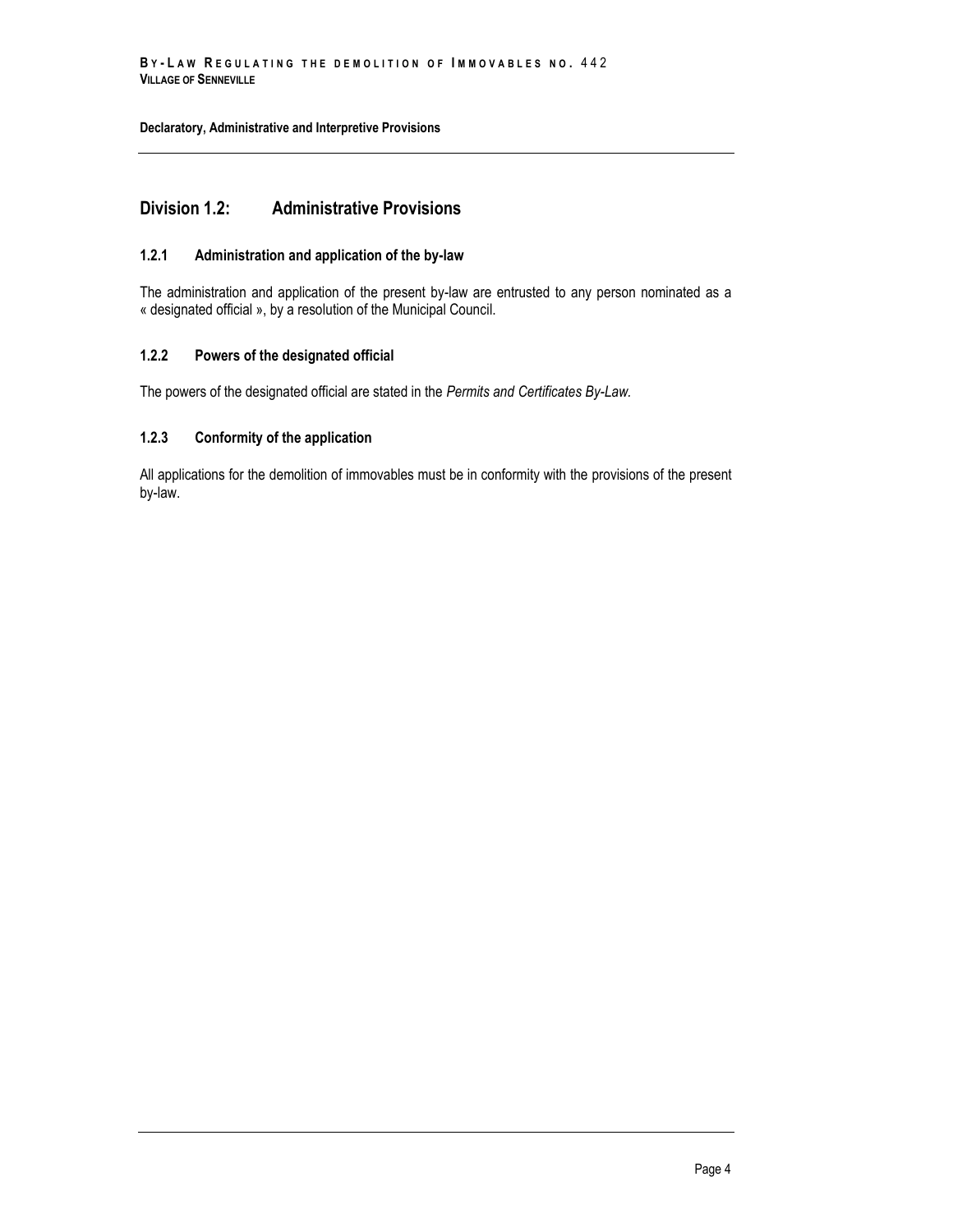## Division 1.2: Administrative Provisions

### 1.2.1 Administration and application of the by-law

The administration and application of the present by-law are entrusted to any person nominated as a « designated official », by a resolution of the Municipal Council.

### 1.2.2 Powers of the designated official

The powers of the designated official are stated in the *Permits and Certificates By-Law.*

### 1.2.3 Conformity of the application

All applications for the demolition of immovables must be in conformity with the provisions of the present by-law.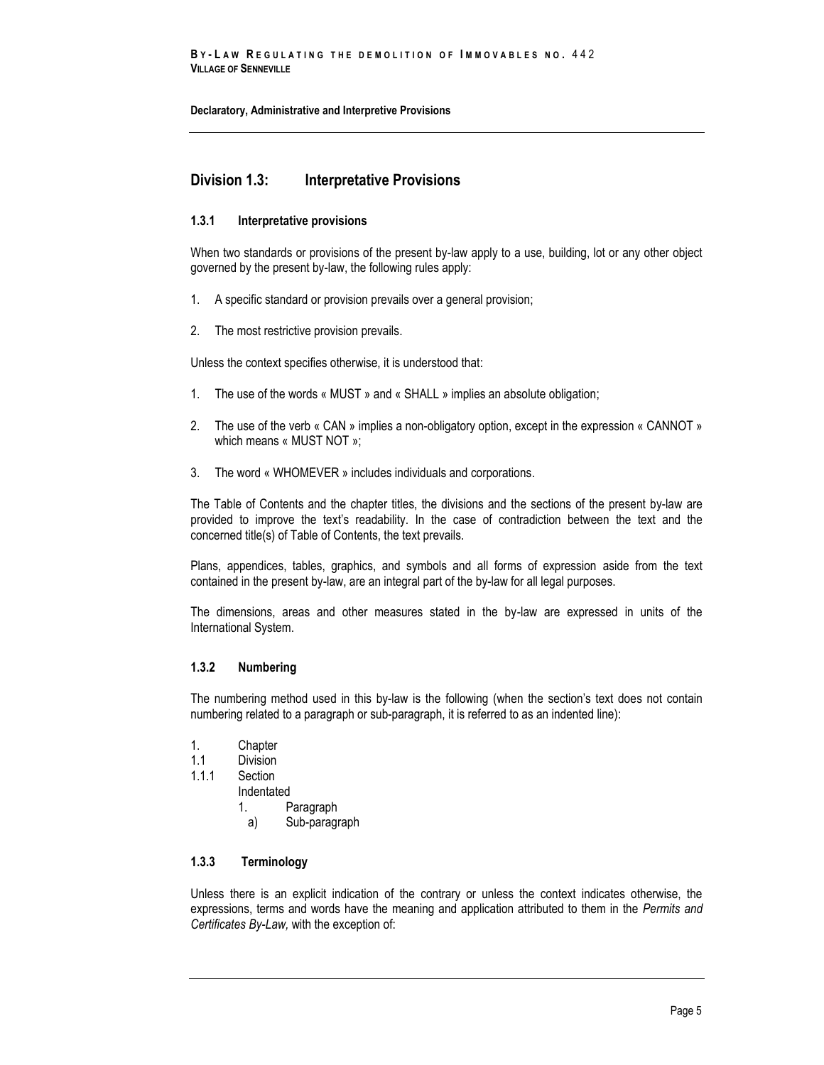## Division 1.3: Interpretative Provisions

### 1.3.1 Interpretative provisions

When two standards or provisions of the present by-law apply to a use, building, lot or any other object governed by the present by-law, the following rules apply:

1. A specific standard or provision prevails over a general provision;
2. The most restrictive provision prevails.

Unless the context specifies otherwise, it is understood that:

1. The use of the words « MUST » and « SHALL » implies an absolute obligation;
2. The use of the verb « CAN » implies a non-obligatory option, except in the expression « CANNOT » which means « MUST NOT »;
3. The word « WHOMEVER » includes individuals and corporations.

The Table of Contents and the chapter titles, the divisions and the sections of the present by-law are provided to improve the text's readability. In the case of contradiction between the text and the concerned title(s) of Table of Contents, the text prevails.

Plans, appendices, tables, graphics, and symbols and all forms of expression aside from the text contained in the present by-law, are an integral part of the by-law for all legal purposes.

The dimensions, areas and other measures stated in the by-law are expressed in units of the International System.

### 1.3.2 Numbering

The numbering method used in this by-law is the following (when the section's text does not contain numbering related to a paragraph or sub-paragraph, it is referred to as an indented line):

1. Chapter
1.1 Division
1.1.1 Section
Indentated
 1. Paragraph
  a) Sub-paragraph

### 1.3.3 Terminology

Unless there is an explicit indication of the contrary or unless the context indicates otherwise, the expressions, terms and words have the meaning and application attributed to them in the *Permits and Certificates By-Law,* with the exception of: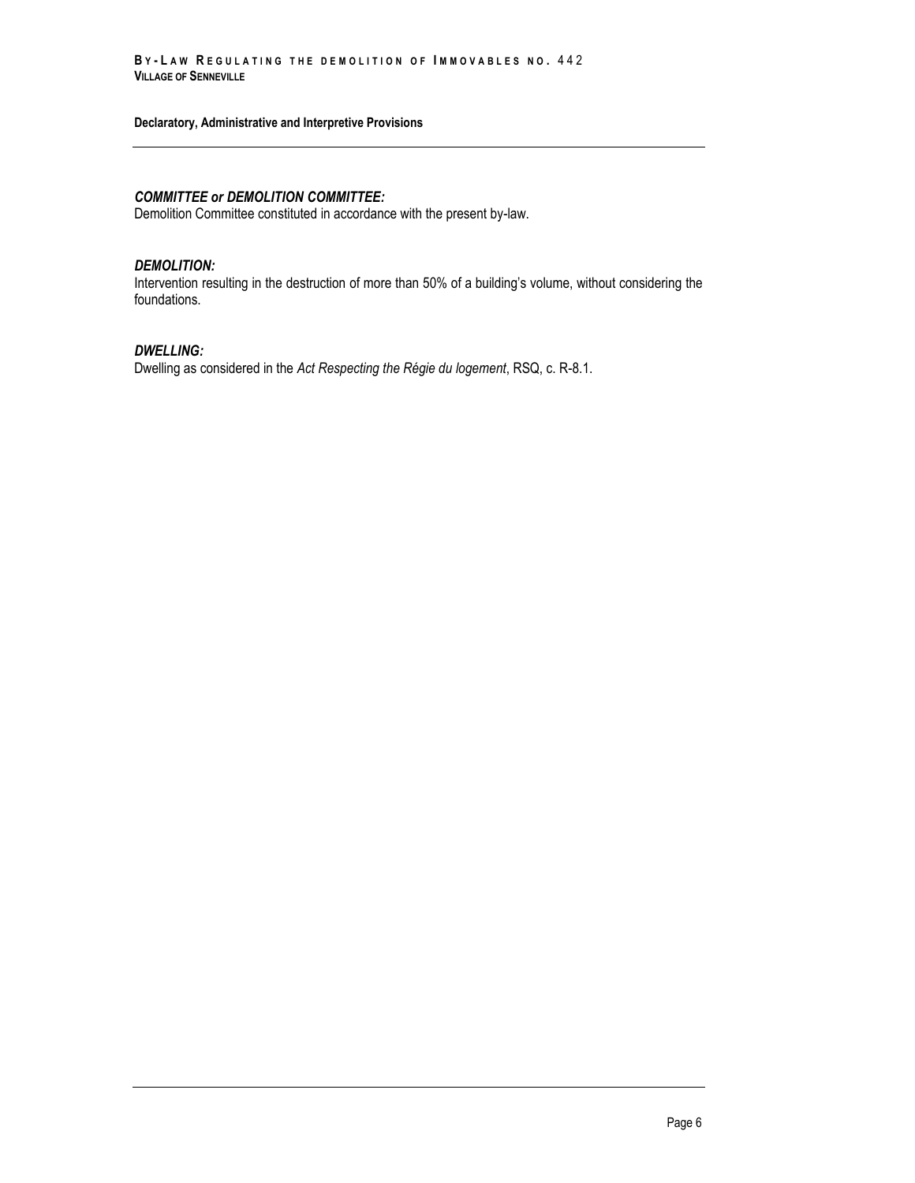***COMMITTEE or DEMOLITION COMMITTEE:***
Demolition Committee constituted in accordance with the present by-law.

***DEMOLITION:***
Intervention resulting in the destruction of more than 50% of a building's volume, without considering the foundations.

***DWELLING:***
Dwelling as considered in the *Act Respecting the Régie du logement*, RSQ, c. R-8.1.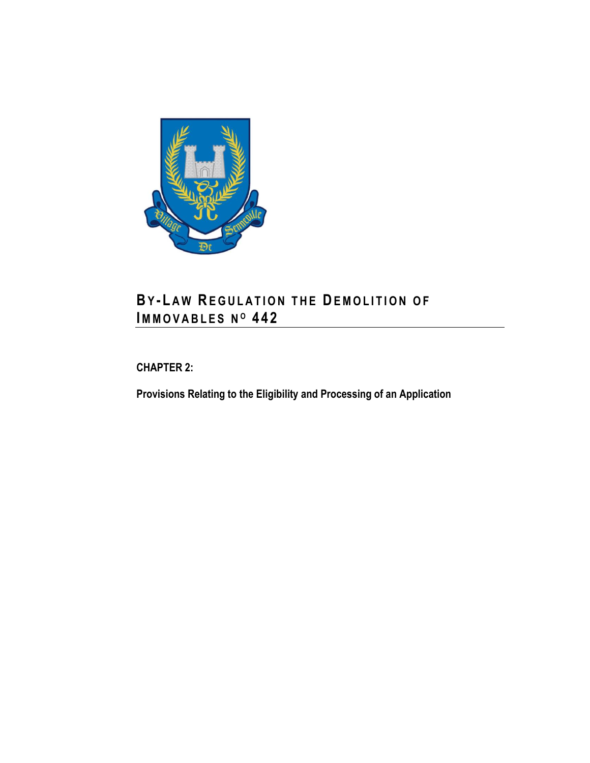# By-Law Regulation the Demolition of Immovables No 442

**CHAPTER 2:**

**Provisions Relating to the Eligibility and Processing of an Application**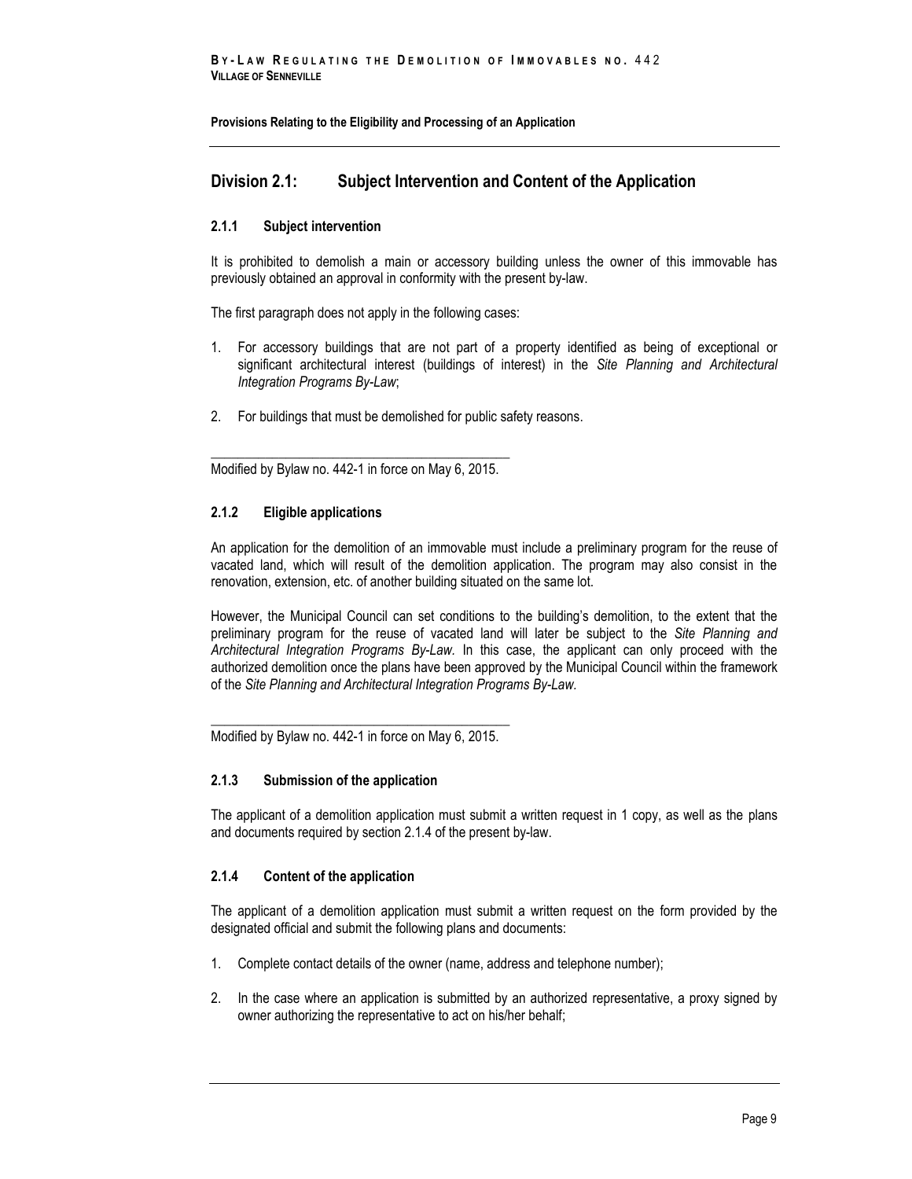**Provisions Relating to the Eligibility and Processing of an Application**

## Division 2.1: Subject Intervention and Content of the Application

### 2.1.1 Subject intervention

It is prohibited to demolish a main or accessory building unless the owner of this immovable has previously obtained an approval in conformity with the present by-law.

The first paragraph does not apply in the following cases:

1. For accessory buildings that are not part of a property identified as being of exceptional or significant architectural interest (buildings of interest) in the *Site Planning and Architectural Integration Programs By-Law*;
2. For buildings that must be demolished for public safety reasons.

---

Modified by Bylaw no. 442-1 in force on May 6, 2015.

### 2.1.2 Eligible applications

An application for the demolition of an immovable must include a preliminary program for the reuse of vacated land, which will result of the demolition application. The program may also consist in the renovation, extension, etc. of another building situated on the same lot.

However, the Municipal Council can set conditions to the building's demolition, to the extent that the preliminary program for the reuse of vacated land will later be subject to the *Site Planning and Architectural Integration Programs By-Law.* In this case, the applicant can only proceed with the authorized demolition once the plans have been approved by the Municipal Council within the framework of the *Site Planning and Architectural Integration Programs By-Law.*

---

Modified by Bylaw no. 442-1 in force on May 6, 2015.

### 2.1.3 Submission of the application

The applicant of a demolition application must submit a written request in 1 copy, as well as the plans and documents required by section 2.1.4 of the present by-law.

### 2.1.4 Content of the application

The applicant of a demolition application must submit a written request on the form provided by the designated official and submit the following plans and documents:

1. Complete contact details of the owner (name, address and telephone number);
2. In the case where an application is submitted by an authorized representative, a proxy signed by owner authorizing the representative to act on his/her behalf;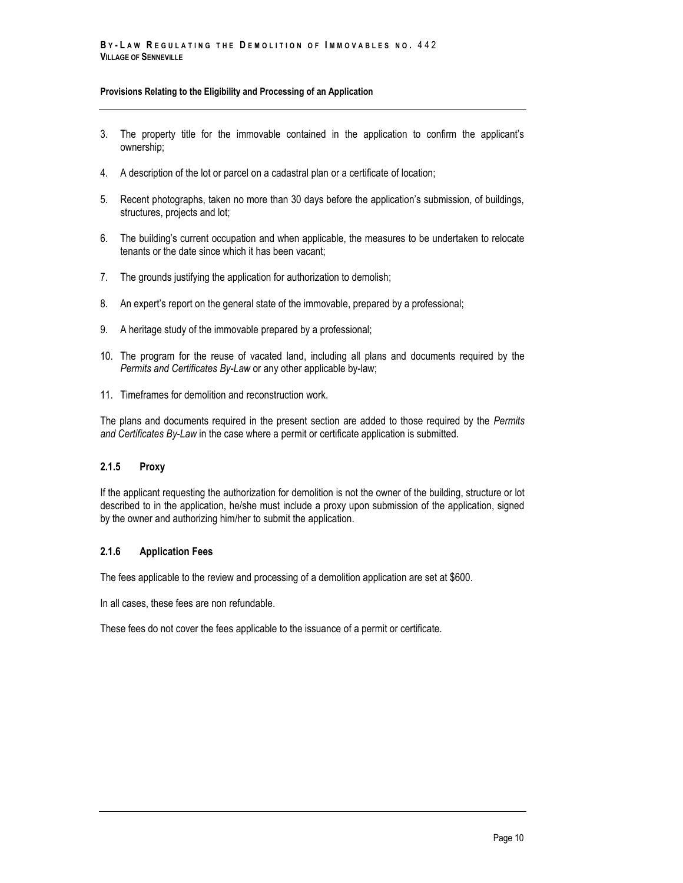3. The property title for the immovable contained in the application to confirm the applicant's ownership;
4. A description of the lot or parcel on a cadastral plan or a certificate of location;
5. Recent photographs, taken no more than 30 days before the application's submission, of buildings, structures, projects and lot;
6. The building's current occupation and when applicable, the measures to be undertaken to relocate tenants or the date since which it has been vacant;
7. The grounds justifying the application for authorization to demolish;
8. An expert's report on the general state of the immovable, prepared by a professional;
9. A heritage study of the immovable prepared by a professional;
10. The program for the reuse of vacated land, including all plans and documents required by the *Permits and Certificates By-Law* or any other applicable by-law;
11. Timeframes for demolition and reconstruction work.

The plans and documents required in the present section are added to those required by the *Permits and Certificates By-Law* in the case where a permit or certificate application is submitted.

### 2.1.5 Proxy

If the applicant requesting the authorization for demolition is not the owner of the building, structure or lot described to in the application, he/she must include a proxy upon submission of the application, signed by the owner and authorizing him/her to submit the application.

### 2.1.6 Application Fees

The fees applicable to the review and processing of a demolition application are set at $600.

In all cases, these fees are non refundable.

These fees do not cover the fees applicable to the issuance of a permit or certificate.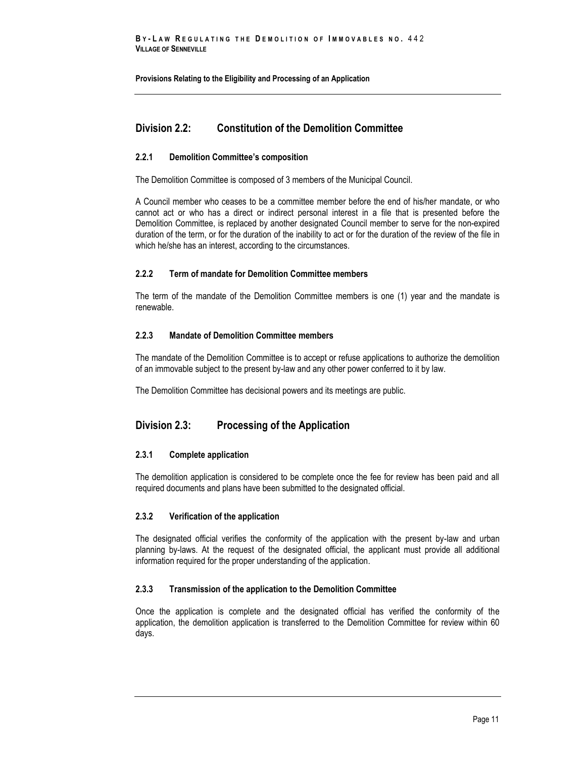## Division 2.2: Constitution of the Demolition Committee

### 2.2.1 Demolition Committee's composition

The Demolition Committee is composed of 3 members of the Municipal Council.

A Council member who ceases to be a committee member before the end of his/her mandate, or who cannot act or who has a direct or indirect personal interest in a file that is presented before the Demolition Committee, is replaced by another designated Council member to serve for the non-expired duration of the term, or for the duration of the inability to act or for the duration of the review of the file in which he/she has an interest, according to the circumstances.

### 2.2.2 Term of mandate for Demolition Committee members

The term of the mandate of the Demolition Committee members is one (1) year and the mandate is renewable.

### 2.2.3 Mandate of Demolition Committee members

The mandate of the Demolition Committee is to accept or refuse applications to authorize the demolition of an immovable subject to the present by-law and any other power conferred to it by law.

The Demolition Committee has decisional powers and its meetings are public.

## Division 2.3: Processing of the Application

### 2.3.1 Complete application

The demolition application is considered to be complete once the fee for review has been paid and all required documents and plans have been submitted to the designated official.

### 2.3.2 Verification of the application

The designated official verifies the conformity of the application with the present by-law and urban planning by-laws. At the request of the designated official, the applicant must provide all additional information required for the proper understanding of the application.

### 2.3.3 Transmission of the application to the Demolition Committee

Once the application is complete and the designated official has verified the conformity of the application, the demolition application is transferred to the Demolition Committee for review within 60 days.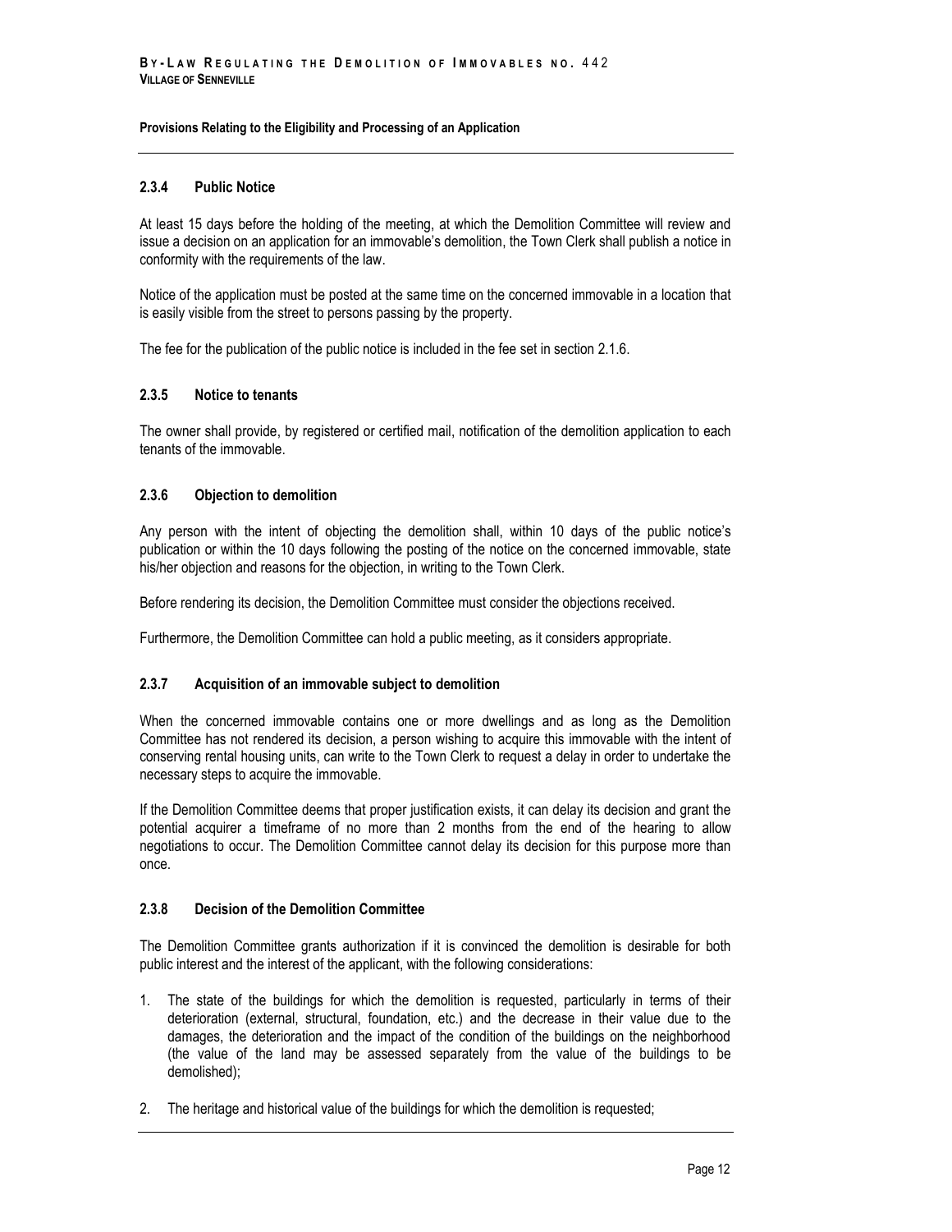**Provisions Relating to the Eligibility and Processing of an Application**

### 2.3.4 Public Notice

At least 15 days before the holding of the meeting, at which the Demolition Committee will review and issue a decision on an application for an immovable's demolition, the Town Clerk shall publish a notice in conformity with the requirements of the law.

Notice of the application must be posted at the same time on the concerned immovable in a location that is easily visible from the street to persons passing by the property.

The fee for the publication of the public notice is included in the fee set in section 2.1.6.

### 2.3.5 Notice to tenants

The owner shall provide, by registered or certified mail, notification of the demolition application to each tenants of the immovable.

### 2.3.6 Objection to demolition

Any person with the intent of objecting the demolition shall, within 10 days of the public notice's publication or within the 10 days following the posting of the notice on the concerned immovable, state his/her objection and reasons for the objection, in writing to the Town Clerk.

Before rendering its decision, the Demolition Committee must consider the objections received.

Furthermore, the Demolition Committee can hold a public meeting, as it considers appropriate.

### 2.3.7 Acquisition of an immovable subject to demolition

When the concerned immovable contains one or more dwellings and as long as the Demolition Committee has not rendered its decision, a person wishing to acquire this immovable with the intent of conserving rental housing units, can write to the Town Clerk to request a delay in order to undertake the necessary steps to acquire the immovable.

If the Demolition Committee deems that proper justification exists, it can delay its decision and grant the potential acquirer a timeframe of no more than 2 months from the end of the hearing to allow negotiations to occur. The Demolition Committee cannot delay its decision for this purpose more than once.

### 2.3.8 Decision of the Demolition Committee

The Demolition Committee grants authorization if it is convinced the demolition is desirable for both public interest and the interest of the applicant, with the following considerations:

1. The state of the buildings for which the demolition is requested, particularly in terms of their deterioration (external, structural, foundation, etc.) and the decrease in their value due to the damages, the deterioration and the impact of the condition of the buildings on the neighborhood (the value of the land may be assessed separately from the value of the buildings to be demolished);

2. The heritage and historical value of the buildings for which the demolition is requested;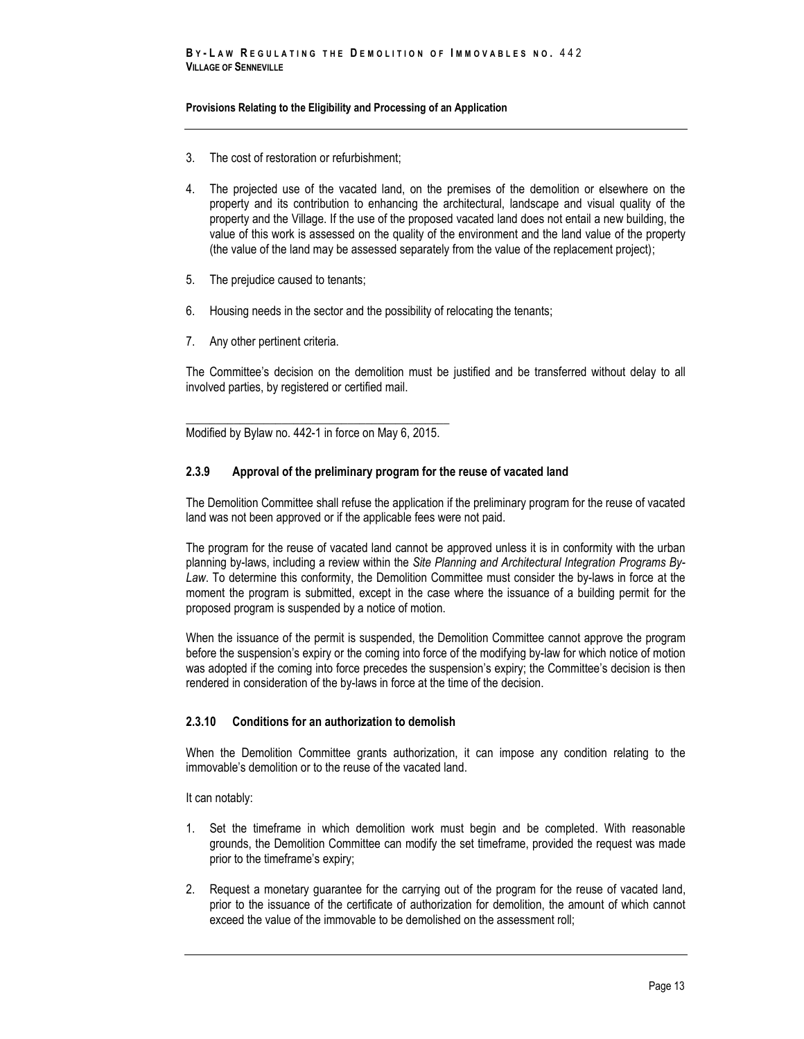3. The cost of restoration or refurbishment;

4. The projected use of the vacated land, on the premises of the demolition or elsewhere on the property and its contribution to enhancing the architectural, landscape and visual quality of the property and the Village. If the use of the proposed vacated land does not entail a new building, the value of this work is assessed on the quality of the environment and the land value of the property (the value of the land may be assessed separately from the value of the replacement project);

5. The prejudice caused to tenants;

6. Housing needs in the sector and the possibility of relocating the tenants;

7. Any other pertinent criteria.

The Committee's decision on the demolition must be justified and be transferred without delay to all involved parties, by registered or certified mail.

---

Modified by Bylaw no. 442-1 in force on May 6, 2015.

#### 2.3.9 Approval of the preliminary program for the reuse of vacated land

The Demolition Committee shall refuse the application if the preliminary program for the reuse of vacated land was not been approved or if the applicable fees were not paid.

The program for the reuse of vacated land cannot be approved unless it is in conformity with the urban planning by-laws, including a review within the *Site Planning and Architectural Integration Programs By-Law*. To determine this conformity, the Demolition Committee must consider the by-laws in force at the moment the program is submitted, except in the case where the issuance of a building permit for the proposed program is suspended by a notice of motion.

When the issuance of the permit is suspended, the Demolition Committee cannot approve the program before the suspension's expiry or the coming into force of the modifying by-law for which notice of motion was adopted if the coming into force precedes the suspension's expiry; the Committee's decision is then rendered in consideration of the by-laws in force at the time of the decision.

#### 2.3.10 Conditions for an authorization to demolish

When the Demolition Committee grants authorization, it can impose any condition relating to the immovable's demolition or to the reuse of the vacated land.

It can notably:

1. Set the timeframe in which demolition work must begin and be completed. With reasonable grounds, the Demolition Committee can modify the set timeframe, provided the request was made prior to the timeframe's expiry;

2. Request a monetary guarantee for the carrying out of the program for the reuse of vacated land, prior to the issuance of the certificate of authorization for demolition, the amount of which cannot exceed the value of the immovable to be demolished on the assessment roll;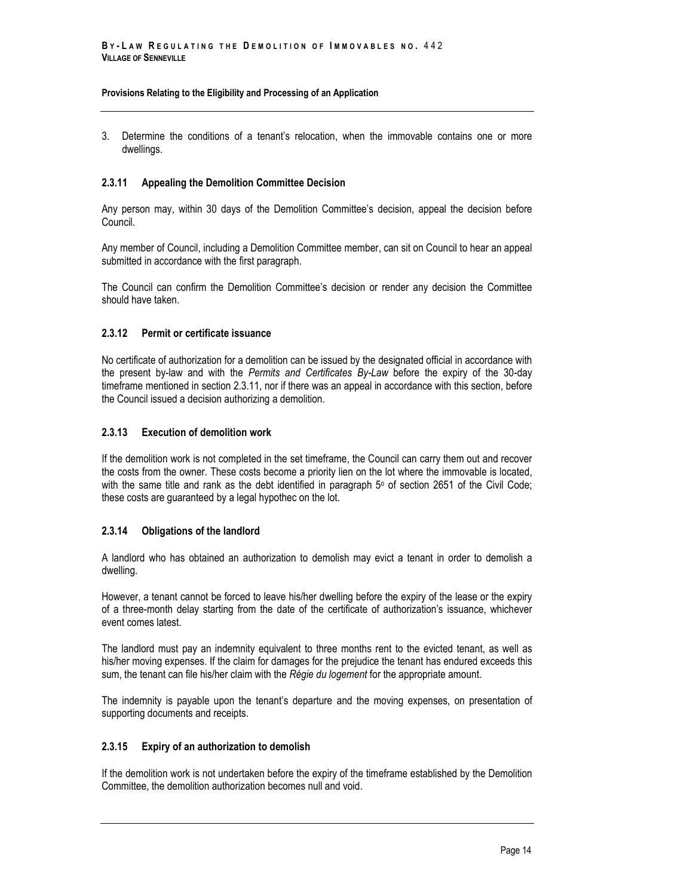3. Determine the conditions of a tenant's relocation, when the immovable contains one or more dwellings.

### 2.3.11 Appealing the Demolition Committee Decision

Any person may, within 30 days of the Demolition Committee's decision, appeal the decision before Council.

Any member of Council, including a Demolition Committee member, can sit on Council to hear an appeal submitted in accordance with the first paragraph.

The Council can confirm the Demolition Committee's decision or render any decision the Committee should have taken.

### 2.3.12 Permit or certificate issuance

No certificate of authorization for a demolition can be issued by the designated official in accordance with the present by-law and with the *Permits and Certificates By-Law* before the expiry of the 30-day timeframe mentioned in section 2.3.11, nor if there was an appeal in accordance with this section, before the Council issued a decision authorizing a demolition.

### 2.3.13 Execution of demolition work

If the demolition work is not completed in the set timeframe, the Council can carry them out and recover the costs from the owner. These costs become a priority lien on the lot where the immovable is located, with the same title and rank as the debt identified in paragraph 5° of section 2651 of the Civil Code; these costs are guaranteed by a legal hypothec on the lot.

### 2.3.14 Obligations of the landlord

A landlord who has obtained an authorization to demolish may evict a tenant in order to demolish a dwelling.

However, a tenant cannot be forced to leave his/her dwelling before the expiry of the lease or the expiry of a three-month delay starting from the date of the certificate of authorization's issuance, whichever event comes latest.

The landlord must pay an indemnity equivalent to three months rent to the evicted tenant, as well as his/her moving expenses. If the claim for damages for the prejudice the tenant has endured exceeds this sum, the tenant can file his/her claim with the *Régie du logement* for the appropriate amount.

The indemnity is payable upon the tenant's departure and the moving expenses, on presentation of supporting documents and receipts.

### 2.3.15 Expiry of an authorization to demolish

If the demolition work is not undertaken before the expiry of the timeframe established by the Demolition Committee, the demolition authorization becomes null and void.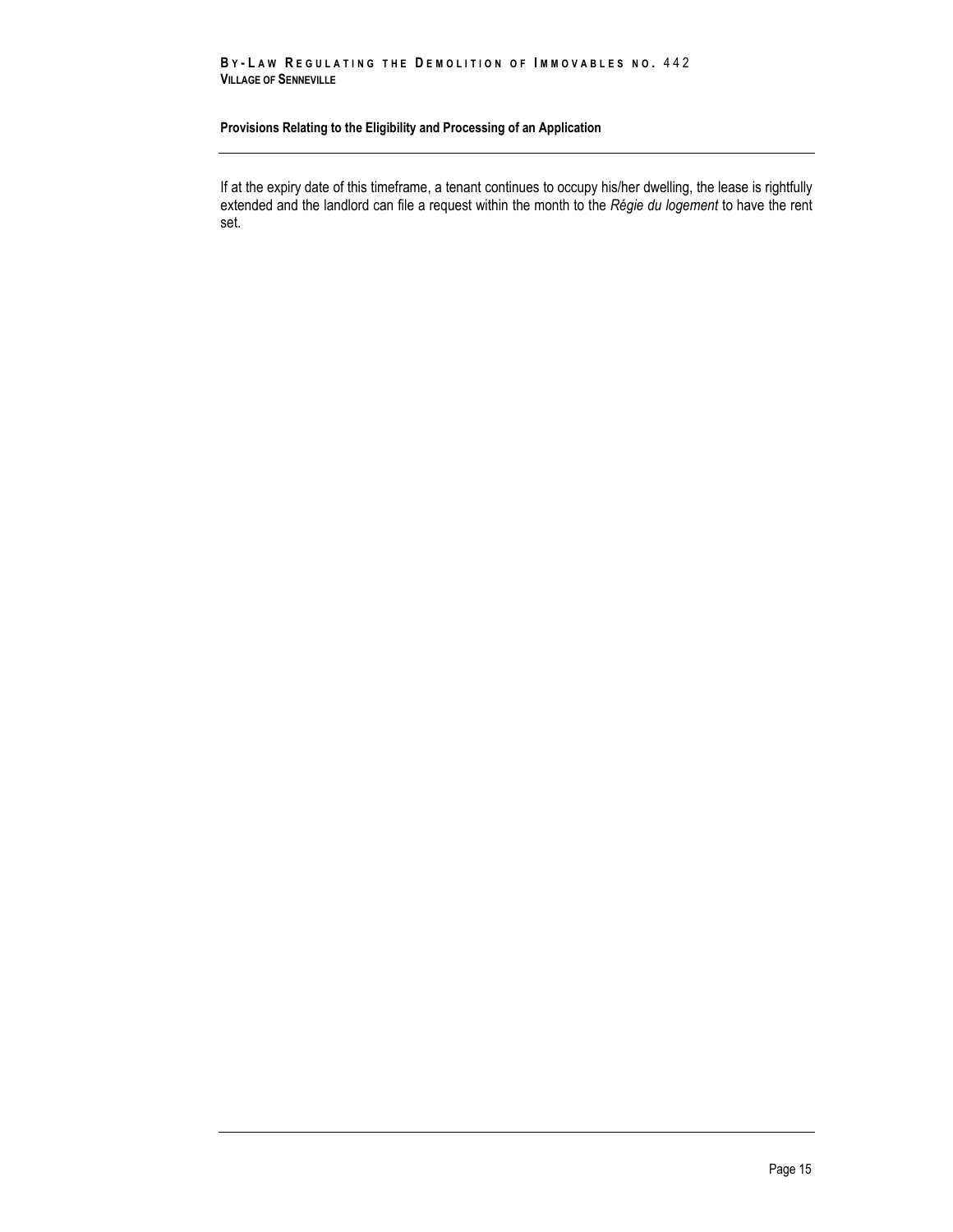If at the expiry date of this timeframe, a tenant continues to occupy his/her dwelling, the lease is rightfully extended and the landlord can file a request within the month to the *Régie du logement* to have the rent set.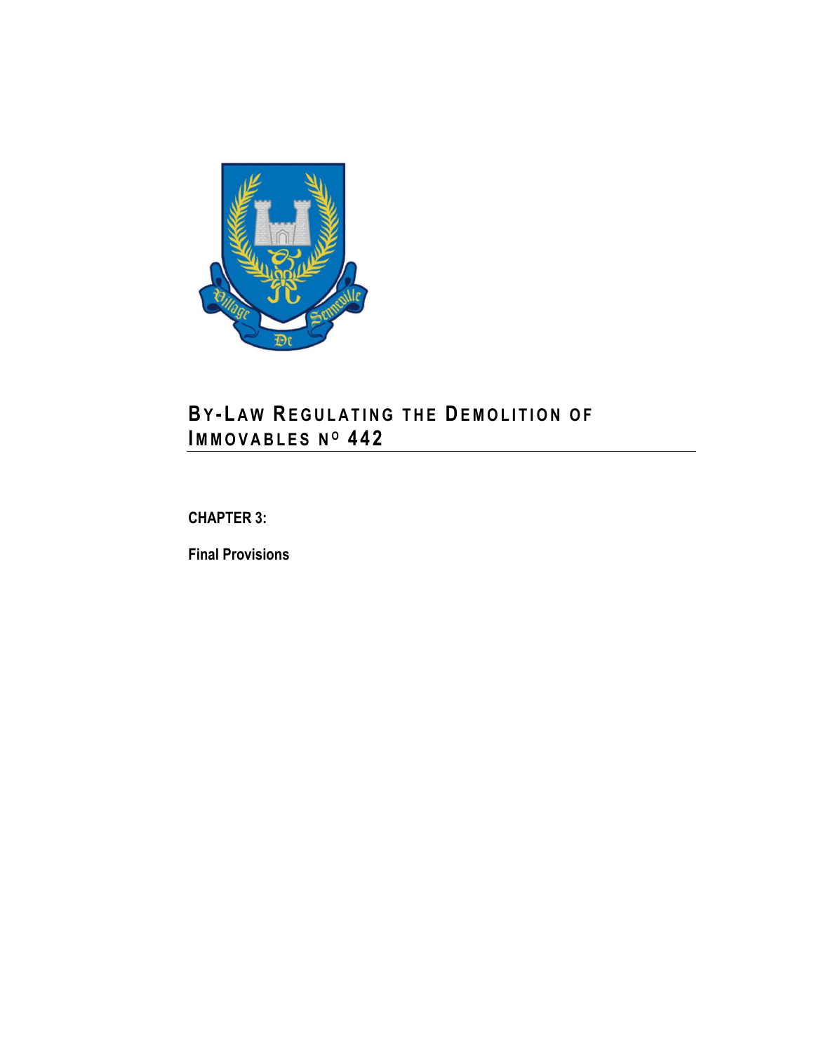# By-Law Regulating the Demolition of Immovables N$^{o}$ 442

**CHAPTER 3:**

**Final Provisions**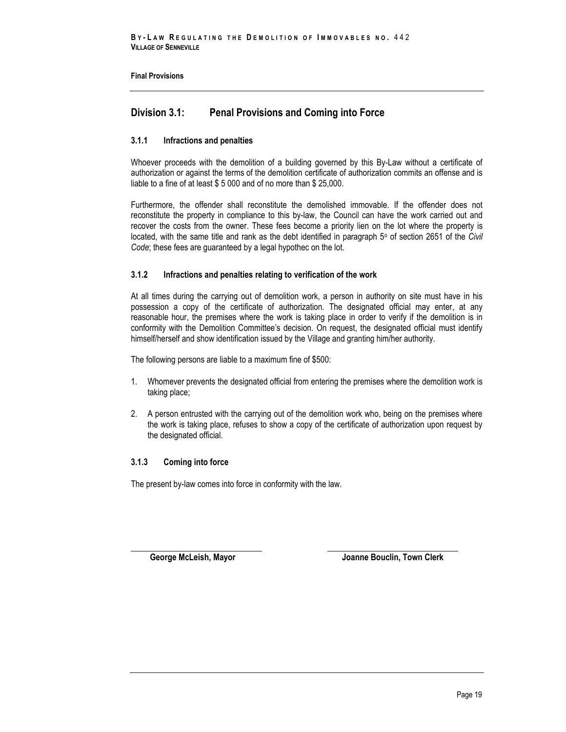**Final Provisions**

## Division 3.1: Penal Provisions and Coming into Force

### 3.1.1 Infractions and penalties

Whoever proceeds with the demolition of a building governed by this By-Law without a certificate of authorization or against the terms of the demolition certificate of authorization commits an offense and is liable to a fine of at least $ 5 000 and of no more than $ 25,000.

Furthermore, the offender shall reconstitute the demolished immovable. If the offender does not reconstitute the property in compliance to this by-law, the Council can have the work carried out and recover the costs from the owner. These fees become a priority lien on the lot where the property is located, with the same title and rank as the debt identified in paragraph 5° of section 2651 of the *Civil Code*; these fees are guaranteed by a legal hypothec on the lot.

### 3.1.2 Infractions and penalties relating to verification of the work

At all times during the carrying out of demolition work, a person in authority on site must have in his possession a copy of the certificate of authorization. The designated official may enter, at any reasonable hour, the premises where the work is taking place in order to verify if the demolition is in conformity with the Demolition Committee's decision. On request, the designated official must identify himself/herself and show identification issued by the Village and granting him/her authority.

The following persons are liable to a maximum fine of $500:

1. Whomever prevents the designated official from entering the premises where the demolition work is taking place;
2. A person entrusted with the carrying out of the demolition work who, being on the premises where the work is taking place, refuses to show a copy of the certificate of authorization upon request by the designated official.

### 3.1.3 Coming into force

The present by-law comes into force in conformity with the law.

**George McLeish, Mayor**

**Joanne Bouclin, Town Clerk**